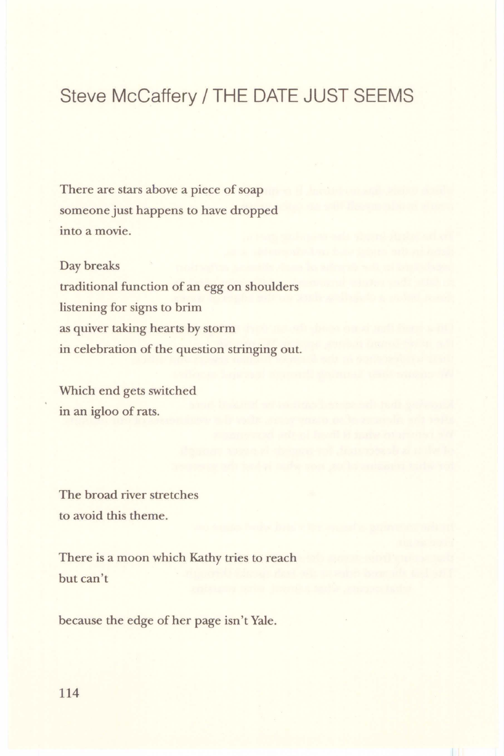# Steve McCaffery / THE DATE JUST SEEMS

There are stars above a piece of soap
someone just happens to have dropped
into a movie.

Day breaks
traditional function of an egg on shoulders
listening for signs to brim
as quiver taking hearts by storm
in celebration of the question stringing out.

Which end gets switched
in an igloo of rats.

The broad river stretches
to avoid this theme.

There is a moon which Kathy tries to reach
but can't

because the edge of her page isn't Yale.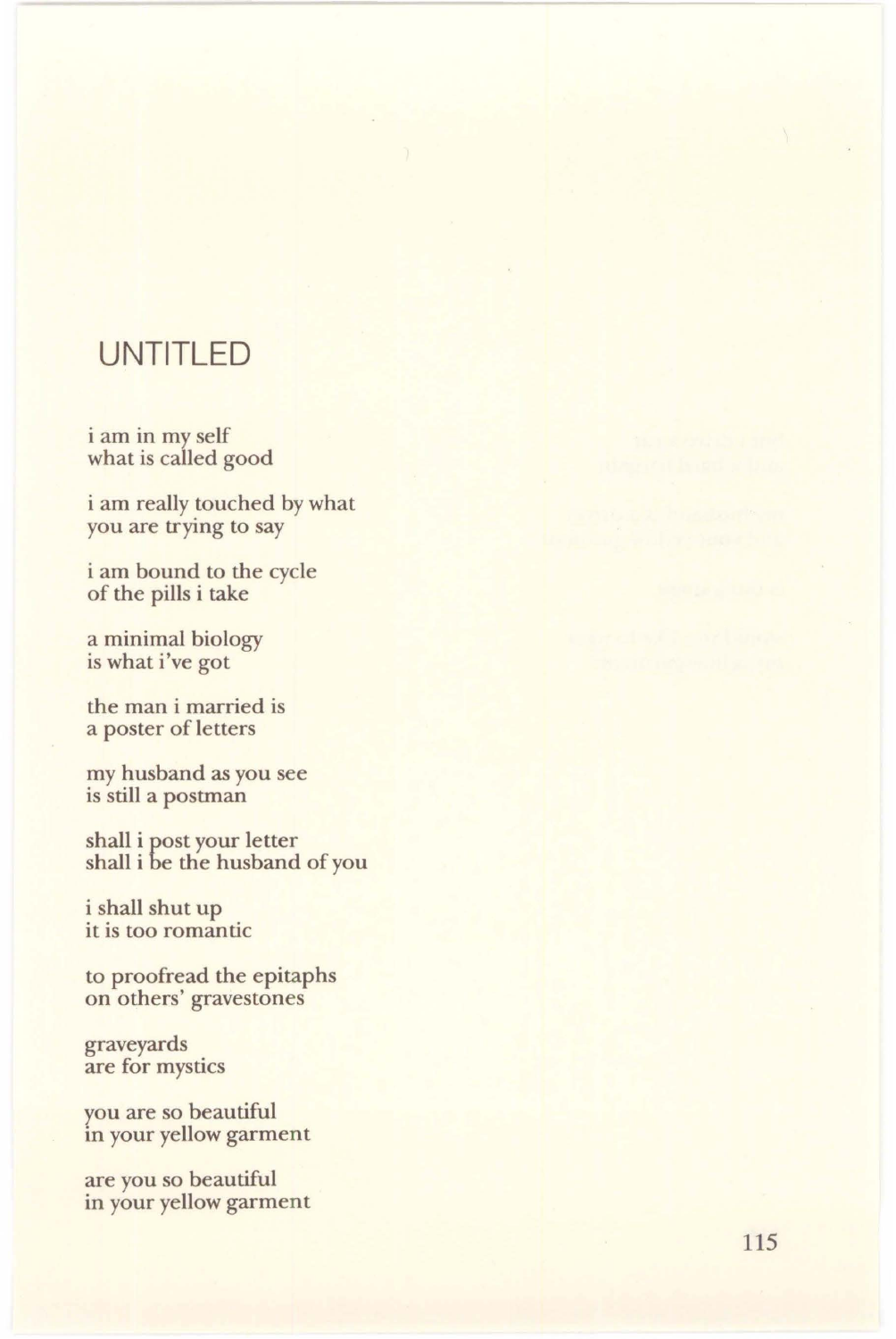## UNTITLED

i am in my self  
what is called good

i am really touched by what  
you are trying to say

i am bound to the cycle  
of the pills i take

a minimal biology  
is what i've got

the man i married is  
a poster of letters

my husband as you see  
is still a postman

shall i post your letter  
shall i be the husband of you

i shall shut up  
it is too romantic

to proofread the epitaphs  
on others' gravestones

graveyards  
are for mystics

you are so beautiful  
in your yellow garment

are you so beautiful  
in your yellow garment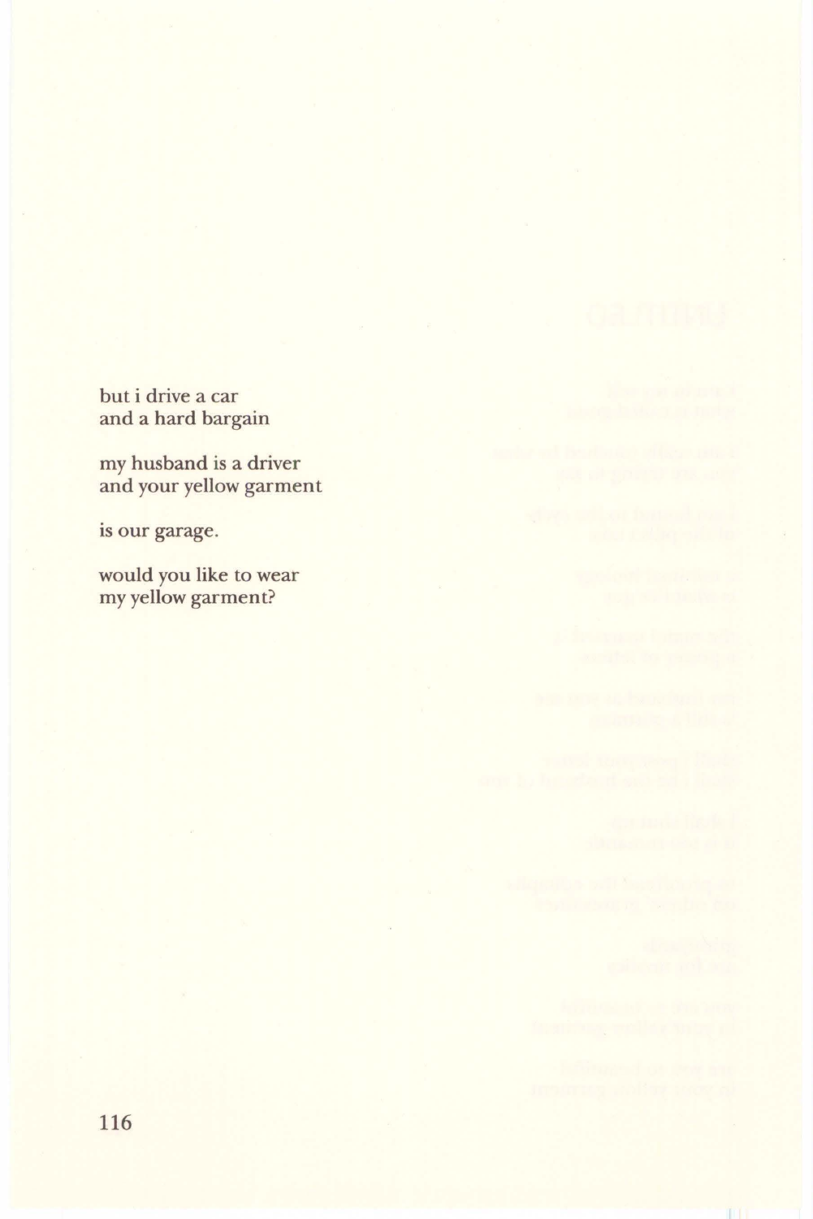but i drive a car
and a hard bargain

my husband is a driver
and your yellow garment

is our garage.

would you like to wear
my yellow garment?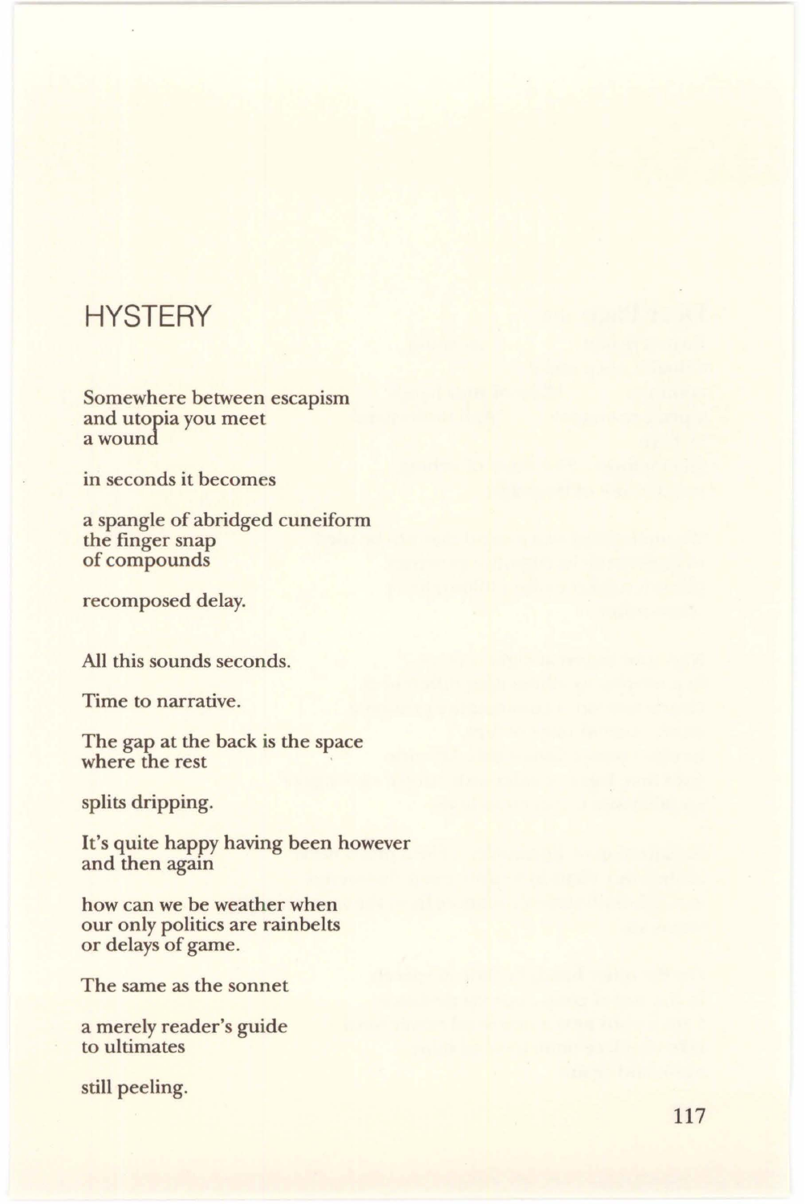# HYSTERY

Somewhere between escapism
and utopia you meet
a wound

in seconds it becomes

a spangle of abridged cuneiform
the finger snap
of compounds

recomposed delay.

All this sounds seconds.

Time to narrative.

The gap at the back is the space
where the rest

splits dripping.

It's quite happy having been however
and then again

how can we be weather when
our only politics are rainbelts
or delays of game.

The same as the sonnet

a merely reader's guide
to ultimates

still peeling.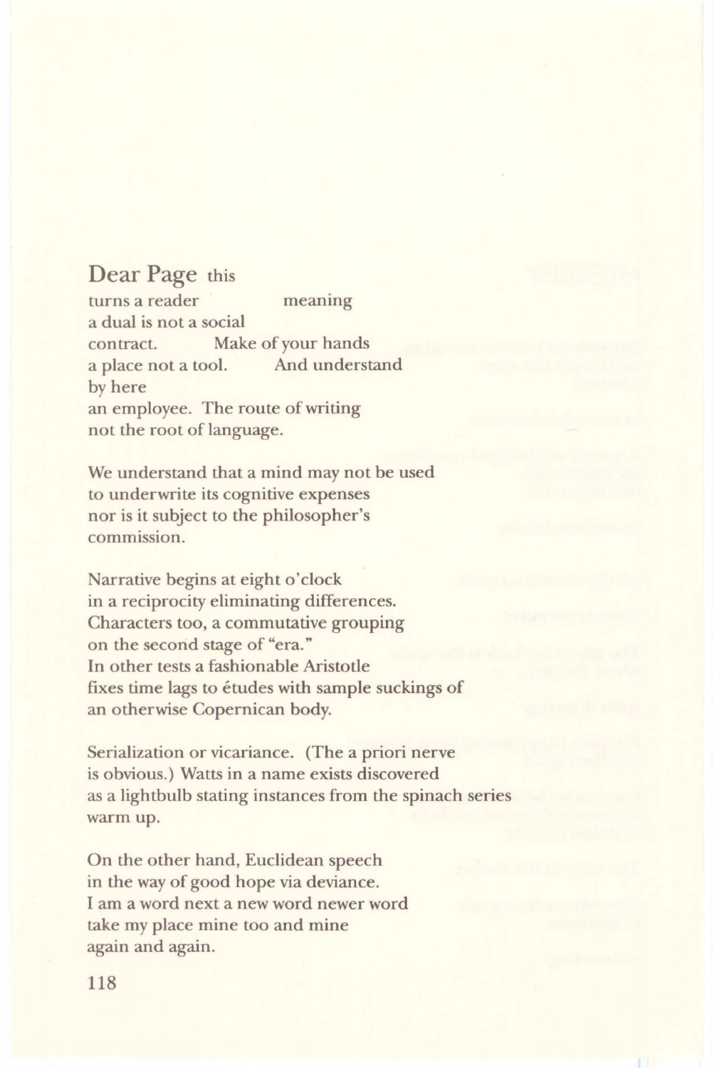Dear Page this
turns a reader          meaning
a dual is not a social
contract.          Make of your hands
a place not a tool.          And understand
by here
an employee. The route of writing
not the root of language.

We understand that a mind may not be used
to underwrite its cognitive expenses
nor is it subject to the philosopher's
commission.

Narrative begins at eight o'clock
in a reciprocity eliminating differences.
Characters too, a commutative grouping
on the second stage of "era."
In other tests a fashionable Aristotle
fixes time lags to études with sample suckings of
an otherwise Copernican body.

Serialization or vicariance. (The a priori nerve
is obvious.) Watts in a name exists discovered
as a lightbulb stating instances from the spinach series
warm up.

On the other hand, Euclidean speech
in the way of good hope via deviance.
I am a word next a new word newer word
take my place mine too and mine
again and again.